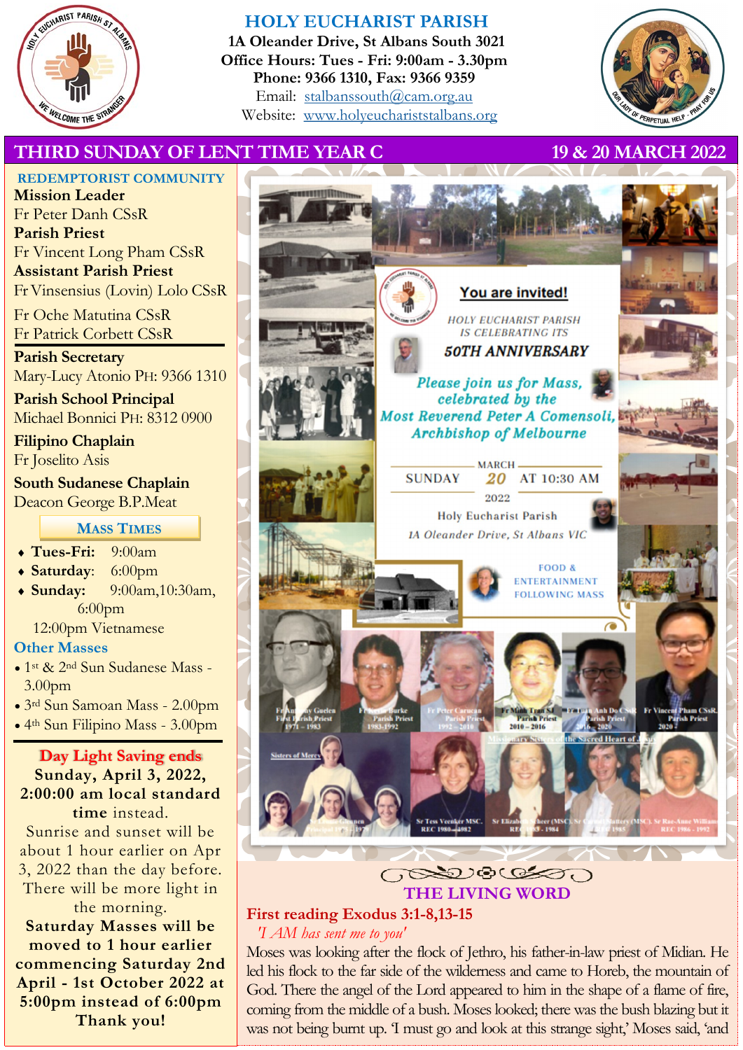# HOLY EUCHARIST PARISH

**1A Oleander Drive, St Albans South 3021**
**Office Hours: Tues - Fri: 9:00am - 3.30pm**
**Phone: 9366 1310, Fax: 9366 9359**
Email: stalbanssouth@cam.org.au
Website: www.holyeucharistst​albans.org

## THIRD SUNDAY OF LENT TIME YEAR C — 19 & 20 MARCH 2022

### REDEMPTORIST COMMUNITY

**Mission Leader**
Fr Peter Danh CSsR

**Parish Priest**
Fr Vincent Long Pham CSsR

**Assistant Parish Priest**
Fr Vinsensius (Lovin) Lolo CSsR

Fr Oche Matutina CSsR
Fr Patrick Corbett CSsR

**Parish Secretary**
Mary-Lucy Atonio PH: 9366 1310

**Parish School Principal**
Michael Bonnici PH: 8312 0900

**Filipino Chaplain**
Fr Joselito Asis

**South Sudanese Chaplain**
Deacon George B.P.Meat

### MASS TIMES

- **Tues-Fri:** 9:00am
- **Saturday**: 6:00pm
- **Sunday:** 9:00am, 10:30am, 6:00pm

12:00pm Vietnamese

### Other Masses

- 1st & 2nd Sun Sudanese Mass - 3.00pm
- 3rd Sun Samoan Mass - 2.00pm
- 4th Sun Filipino Mass - 3.00pm

### Day Light Saving ends

**Sunday, April 3, 2022, 2:00:00 am local standard time** instead.

Sunrise and sunset will be about 1 hour earlier on Apr 3, 2022 than the day before. There will be more light in the morning.

**Saturday Masses will be moved to 1 hour earlier commencing Saturday 2nd April - 1st October 2022 at 5:00pm instead of 6:00pm**

**Thank you!**

---

**You are invited!**

*HOLY EUCHARIST PARISH IS CELEBRATING ITS*
**50TH ANNIVERSARY**

*Please join us for Mass, celebrated by the Most Reverend Peter A Comensoli, Archbishop of Melbourne*

SUNDAY MARCH 20 2022 AT 10:30 AM
Holy Eucharist Parish
1A Oleander Drive, St Albans VIC

FOOD & ENTERTAINMENT FOLLOWING MASS

Fr Anthony Guelen, First Parish Priest 1971 – 1983 · Fr Kevin Burke, Parish Priest 1983-1992 · Fr Peter Carucan, Parish Priest 1992 – 2010 · Fr Minh Tran SJ, Parish Priest 2010 – 2016 · Fr Loan Anh Do CSsR, Parish Priest 2016 – 2020 · Fr Vincent Pham CSsR, Parish Priest 2020 –

Sisters of Mercy · Sr Gleeson, Principal 1973 – 1979 · Sr Tess Veenker MSC, REC 1980 – 1982 · Missionary Sisters of the Sacred Heart of Jesus · Sr Elizabeth Scheer (MSC), REC 1983 - 1984 · Sr Carmel Slattery (MSC), REC 1985 · Sr Rae-Anne Williams, REC 1986 - 1992

---

## THE LIVING WORD

**First reading Exodus 3:1-8,13-15**

*'I AM has sent me to you'*

Moses was looking after the flock of Jethro, his father-in-law priest of Midian. He led his flock to the far side of the wilderness and came to Horeb, the mountain of God. There the angel of the Lord appeared to him in the shape of a flame of fire, coming from the middle of a bush. Moses looked; there was the bush blazing but it was not being burnt up. 'I must go and look at this strange sight,' Moses said, 'and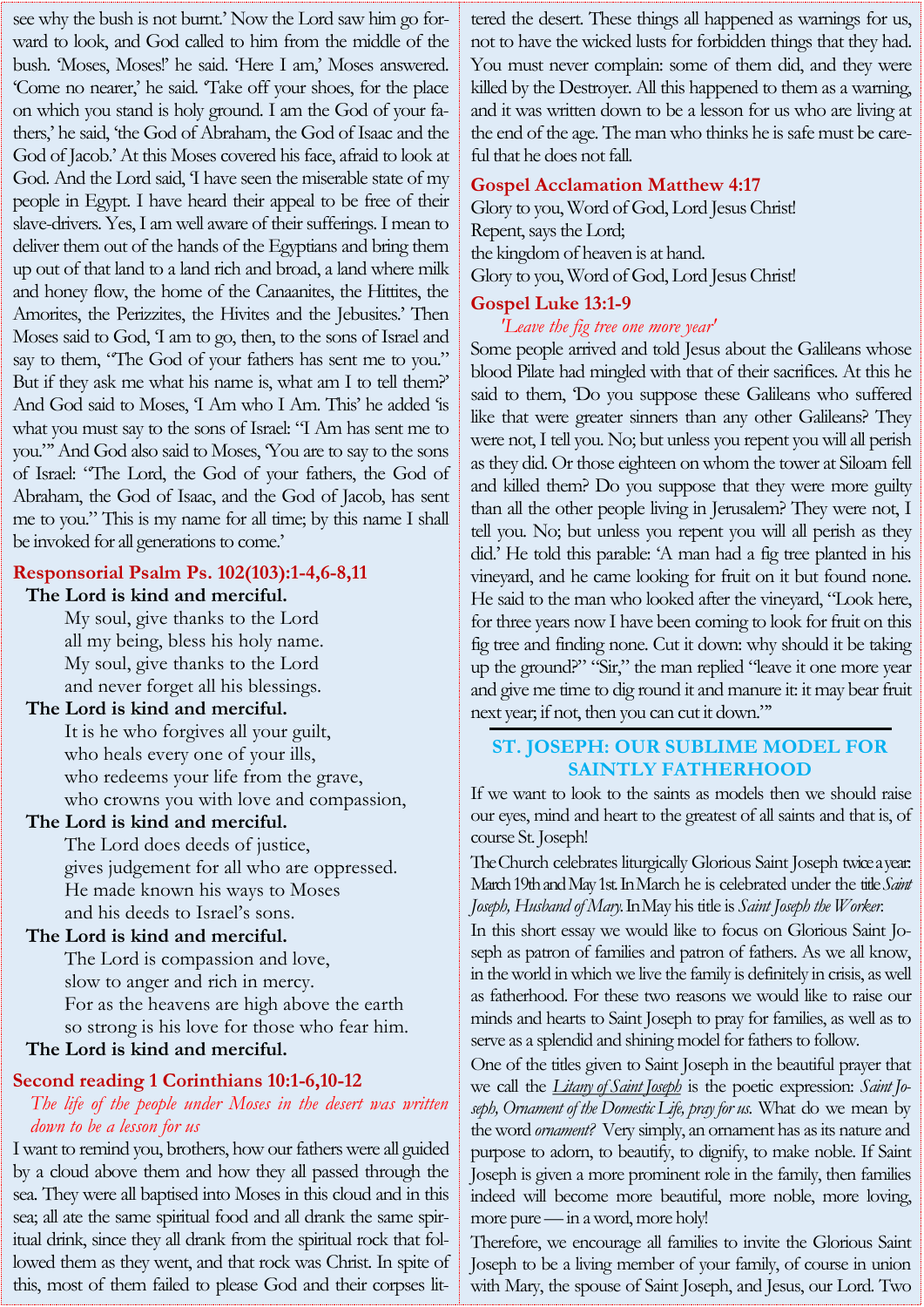see why the bush is not burnt.' Now the Lord saw him go forward to look, and God called to him from the middle of the bush. 'Moses, Moses!' he said. 'Here I am,' Moses answered. 'Come no nearer,' he said. 'Take off your shoes, for the place on which you stand is holy ground. I am the God of your fathers,' he said, 'the God of Abraham, the God of Isaac and the God of Jacob.' At this Moses covered his face, afraid to look at God. And the Lord said, 'I have seen the miserable state of my people in Egypt. I have heard their appeal to be free of their slave-drivers. Yes, I am well aware of their sufferings. I mean to deliver them out of the hands of the Egyptians and bring them up out of that land to a land rich and broad, a land where milk and honey flow, the home of the Canaanites, the Hittites, the Amorites, the Perizzites, the Hivites and the Jebusites.' Then Moses said to God, 'I am to go, then, to the sons of Israel and say to them, "The God of your fathers has sent me to you." But if they ask me what his name is, what am I to tell them?' And God said to Moses, 'I Am who I Am. This' he added 'is what you must say to the sons of Israel: "I Am has sent me to you."' And God also said to Moses, 'You are to say to the sons of Israel: "The Lord, the God of your fathers, the God of Abraham, the God of Isaac, and the God of Jacob, has sent me to you." This is my name for all time; by this name I shall be invoked for all generations to come.'

## Responsorial Psalm Ps. 102(103):1-4,6-8,11

**The Lord is kind and merciful.**

My soul, give thanks to the Lord
all my being, bless his holy name.
My soul, give thanks to the Lord
and never forget all his blessings.

**The Lord is kind and merciful.**

It is he who forgives all your guilt,
who heals every one of your ills,
who redeems your life from the grave,
who crowns you with love and compassion,

**The Lord is kind and merciful.**

The Lord does deeds of justice,
gives judgement for all who are oppressed.
He made known his ways to Moses
and his deeds to Israel's sons.

**The Lord is kind and merciful.**

The Lord is compassion and love,
slow to anger and rich in mercy.
For as the heavens are high above the earth
so strong is his love for those who fear him.

**The Lord is kind and merciful.**

## Second reading 1 Corinthians 10:1-6,10-12

*The life of the people under Moses in the desert was written down to be a lesson for us*

I want to remind you, brothers, how our fathers were all guided by a cloud above them and how they all passed through the sea. They were all baptised into Moses in this cloud and in this sea; all ate the same spiritual food and all drank the same spiritual drink, since they all drank from the spiritual rock that followed them as they went, and that rock was Christ. In spite of this, most of them failed to please God and their corpses littered the desert. These things all happened as warnings for us, not to have the wicked lusts for forbidden things that they had. You must never complain: some of them did, and they were killed by the Destroyer. All this happened to them as a warning, and it was written down to be a lesson for us who are living at the end of the age. The man who thinks he is safe must be careful that he does not fall.

## Gospel Acclamation Matthew 4:17

Glory to you, Word of God, Lord Jesus Christ!
Repent, says the Lord;
the kingdom of heaven is at hand.
Glory to you, Word of God, Lord Jesus Christ!

## Gospel Luke 13:1-9

*'Leave the fig tree one more year'*

Some people arrived and told Jesus about the Galileans whose blood Pilate had mingled with that of their sacrifices. At this he said to them, 'Do you suppose these Galileans who suffered like that were greater sinners than any other Galileans? They were not, I tell you. No; but unless you repent you will all perish as they did. Or those eighteen on whom the tower at Siloam fell and killed them? Do you suppose that they were more guilty than all the other people living in Jerusalem? They were not, I tell you. No; but unless you repent you will all perish as they did.' He told this parable: 'A man had a fig tree planted in his vineyard, and he came looking for fruit on it but found none. He said to the man who looked after the vineyard, "Look here, for three years now I have been coming to look for fruit on this fig tree and finding none. Cut it down: why should it be taking up the ground?" "Sir," the man replied "leave it one more year and give me time to dig round it and manure it: it may bear fruit next year; if not, then you can cut it down."'

---

## ST. JOSEPH: OUR SUBLIME MODEL FOR SAINTLY FATHERHOOD

If we want to look to the saints as models then we should raise our eyes, mind and heart to the greatest of all saints and that is, of course St. Joseph!

The Church celebrates liturgically Glorious Saint Joseph twice a year: March 19th and May 1st. In March he is celebrated under the title *Saint Joseph, Husband of Mary.* In May his title is *Saint Joseph the Worker.*

In this short essay we would like to focus on Glorious Saint Joseph as patron of families and patron of fathers. As we all know, in the world in which we live the family is definitely in crisis, as well as fatherhood. For these two reasons we would like to raise our minds and hearts to Saint Joseph to pray for families, as well as to serve as a splendid and shining model for fathers to follow.

One of the titles given to Saint Joseph in the beautiful prayer that we call the *Litany of Saint Joseph* is the poetic expression: *Saint Joseph, Ornament of the Domestic Life, pray for us.* What do we mean by the word *ornament?* Very simply, an ornament has as its nature and purpose to adorn, to beautify, to dignify, to make noble. If Saint Joseph is given a more prominent role in the family, then families indeed will become more beautiful, more noble, more loving, more pure — in a word, more holy!

Therefore, we encourage all families to invite the Glorious Saint Joseph to be a living member of your family, of course in union with Mary, the spouse of Saint Joseph, and Jesus, our Lord. Two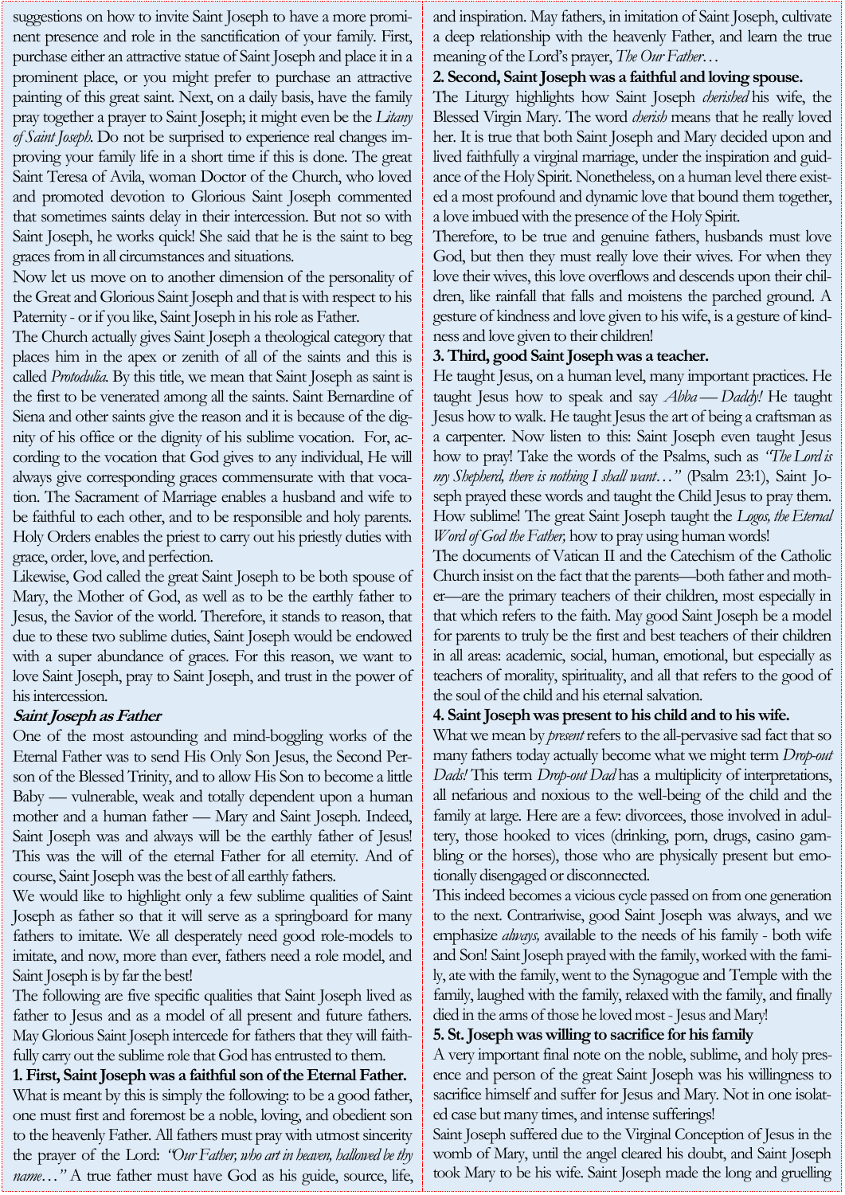suggestions on how to invite Saint Joseph to have a more prominent presence and role in the sanctification of your family. First, purchase either an attractive statue of Saint Joseph and place it in a prominent place, or you might prefer to purchase an attractive painting of this great saint. Next, on a daily basis, have the family pray together a prayer to Saint Joseph; it might even be the *Litany of Saint Joseph*. Do not be surprised to experience real changes improving your family life in a short time if this is done. The great Saint Teresa of Avila, woman Doctor of the Church, who loved and promoted devotion to Glorious Saint Joseph commented that sometimes saints delay in their intercession. But not so with Saint Joseph, he works quick! She said that he is the saint to beg graces from in all circumstances and situations.

Now let us move on to another dimension of the personality of the Great and Glorious Saint Joseph and that is with respect to his Paternity - or if you like, Saint Joseph in his role as Father.

The Church actually gives Saint Joseph a theological category that places him in the apex or zenith of all of the saints and this is called *Protodulia*. By this title, we mean that Saint Joseph as saint is the first to be venerated among all the saints. Saint Bernardine of Siena and other saints give the reason and it is because of the dignity of his office or the dignity of his sublime vocation. For, according to the vocation that God gives to any individual, He will always give corresponding graces commensurate with that vocation. The Sacrament of Marriage enables a husband and wife to be faithful to each other, and to be responsible and holy parents. Holy Orders enables the priest to carry out his priestly duties with grace, order, love, and perfection.

Likewise, God called the great Saint Joseph to be both spouse of Mary, the Mother of God, as well as to be the earthly father to Jesus, the Savior of the world. Therefore, it stands to reason, that due to these two sublime duties, Saint Joseph would be endowed with a super abundance of graces. For this reason, we want to love Saint Joseph, pray to Saint Joseph, and trust in the power of his intercession.

### *Saint Joseph as Father*

One of the most astounding and mind-boggling works of the Eternal Father was to send His Only Son Jesus, the Second Person of the Blessed Trinity, and to allow His Son to become a little Baby — vulnerable, weak and totally dependent upon a human mother and a human father — Mary and Saint Joseph. Indeed, Saint Joseph was and always will be the earthly father of Jesus! This was the will of the eternal Father for all eternity. And of course, Saint Joseph was the best of all earthly fathers.

We would like to highlight only a few sublime qualities of Saint Joseph as father so that it will serve as a springboard for many fathers to imitate. We all desperately need good role-models to imitate, and now, more than ever, fathers need a role model, and Saint Joseph is by far the best!

The following are five specific qualities that Saint Joseph lived as father to Jesus and as a model of all present and future fathers. May Glorious Saint Joseph intercede for fathers that they will faithfully carry out the sublime role that God has entrusted to them.

**1. First, Saint Joseph was a faithful son of the Eternal Father.**

What is meant by this is simply the following: to be a good father, one must first and foremost be a noble, loving, and obedient son to the heavenly Father. All fathers must pray with utmost sincerity the prayer of the Lord: *"Our Father, who art in heaven, hallowed be thy name…"* A true father must have God as his guide, source, life, and inspiration. May fathers, in imitation of Saint Joseph, cultivate a deep relationship with the heavenly Father, and learn the true meaning of the Lord's prayer, *The Our Father…*

**2. Second, Saint Joseph was a faithful and loving spouse.**

The Liturgy highlights how Saint Joseph *cherished* his wife, the Blessed Virgin Mary. The word *cherish* means that he really loved her. It is true that both Saint Joseph and Mary decided upon and lived faithfully a virginal marriage, under the inspiration and guidance of the Holy Spirit. Nonetheless, on a human level there existed a most profound and dynamic love that bound them together, a love imbued with the presence of the Holy Spirit.

Therefore, to be true and genuine fathers, husbands must love God, but then they must really love their wives. For when they love their wives, this love overflows and descends upon their children, like rainfall that falls and moistens the parched ground. A gesture of kindness and love given to his wife, is a gesture of kindness and love given to their children!

**3. Third, good Saint Joseph was a teacher.**

He taught Jesus, on a human level, many important practices. He taught Jesus how to speak and say *Abba — Daddy!* He taught Jesus how to walk. He taught Jesus the art of being a craftsman as a carpenter. Now listen to this: Saint Joseph even taught Jesus how to pray! Take the words of the Psalms, such as *"The Lord is my Shepherd, there is nothing I shall want…"* (Psalm 23:1), Saint Joseph prayed these words and taught the Child Jesus to pray them. How sublime! The great Saint Joseph taught the *Logos, the Eternal Word of God the Father,* how to pray using human words!

The documents of Vatican II and the Catechism of the Catholic Church insist on the fact that the parents—both father and mother—are the primary teachers of their children, most especially in that which refers to the faith. May good Saint Joseph be a model for parents to truly be the first and best teachers of their children in all areas: academic, social, human, emotional, but especially as teachers of morality, spirituality, and all that refers to the good of the soul of the child and his eternal salvation.

**4. Saint Joseph was present to his child and to his wife.**

What we mean by *present* refers to the all-pervasive sad fact that so many fathers today actually become what we might term *Drop-out Dads!* This term *Drop-out Dad* has a multiplicity of interpretations, all nefarious and noxious to the well-being of the child and the family at large. Here are a few: divorcees, those involved in adultery, those hooked to vices (drinking, porn, drugs, casino gambling or the horses), those who are physically present but emotionally disengaged or disconnected.

This indeed becomes a vicious cycle passed on from one generation to the next. Contrariwise, good Saint Joseph was always, and we emphasize *always,* available to the needs of his family - both wife and Son! Saint Joseph prayed with the family, worked with the family, ate with the family, went to the Synagogue and Temple with the family, laughed with the family, relaxed with the family, and finally died in the arms of those he loved most - Jesus and Mary!

**5. St. Joseph was willing to sacrifice for his family**

A very important final note on the noble, sublime, and holy presence and person of the great Saint Joseph was his willingness to sacrifice himself and suffer for Jesus and Mary. Not in one isolated case but many times, and intense sufferings!

Saint Joseph suffered due to the Virginal Conception of Jesus in the womb of Mary, until the angel cleared his doubt, and Saint Joseph took Mary to be his wife. Saint Joseph made the long and gruelling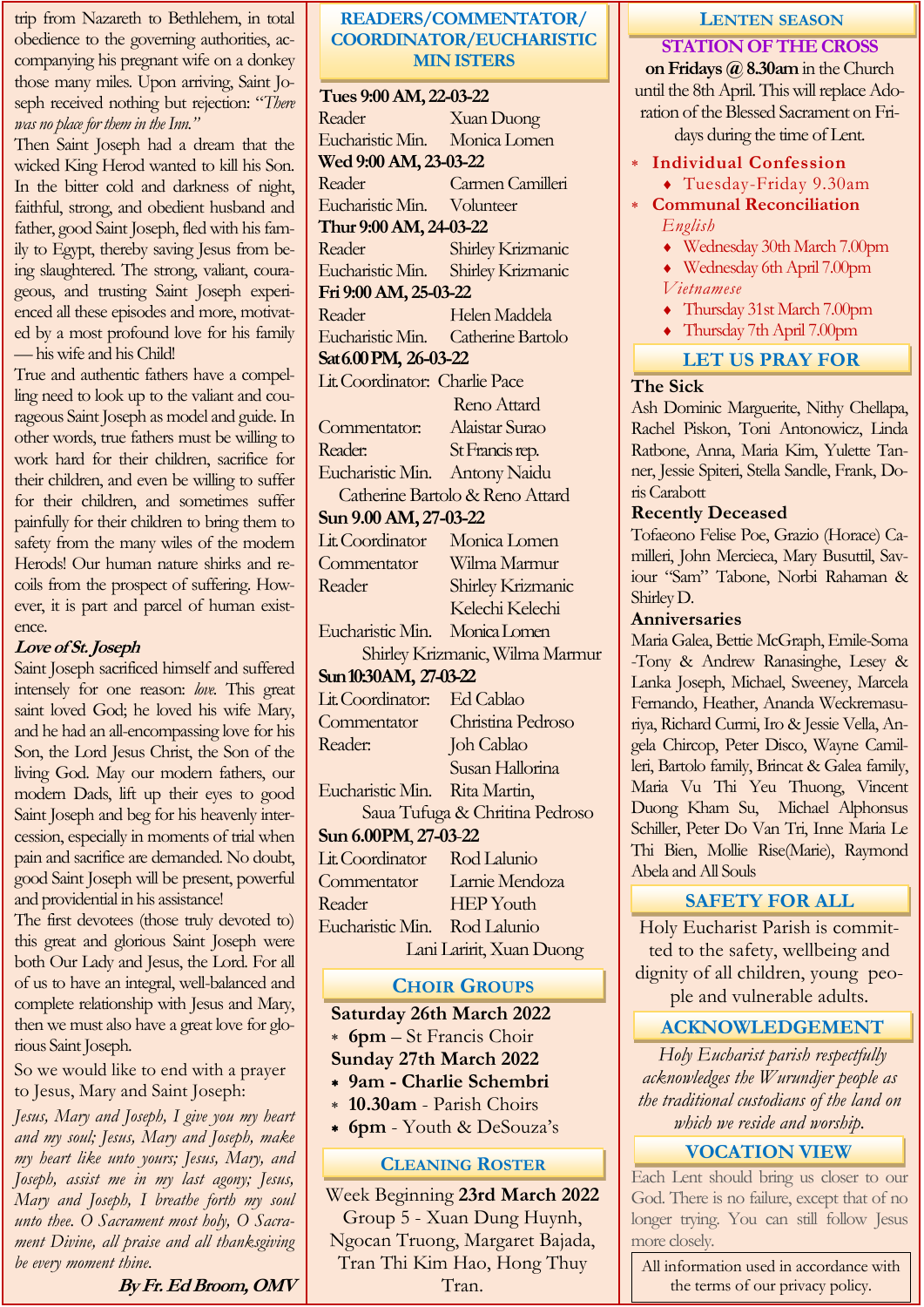trip from Nazareth to Bethlehem, in total obedience to the governing authorities, accompanying his pregnant wife on a donkey those many miles. Upon arriving, Saint Joseph received nothing but rejection: "*There was no place for them in the Inn.*"

Then Saint Joseph had a dream that the wicked King Herod wanted to kill his Son. In the bitter cold and darkness of night, faithful, strong, and obedient husband and father, good Saint Joseph, fled with his family to Egypt, thereby saving Jesus from being slaughtered. The strong, valiant, courageous, and trusting Saint Joseph experienced all these episodes and more, motivated by a most profound love for his family — his wife and his Child!

True and authentic fathers have a compelling need to look up to the valiant and courageous Saint Joseph as model and guide. In other words, true fathers must be willing to work hard for their children, sacrifice for their children, and even be willing to suffer for their children, and sometimes suffer painfully for their children to bring them to safety from the many wiles of the modern Herods! Our human nature shirks and recoils from the prospect of suffering. However, it is part and parcel of human existence.

***Love of St. Joseph***

Saint Joseph sacrificed himself and suffered intensely for one reason: *love*. This great saint loved God; he loved his wife Mary, and he had an all-encompassing love for his Son, the Lord Jesus Christ, the Son of the living God. May our modern fathers, our modern Dads, lift up their eyes to good Saint Joseph and beg for his heavenly intercession, especially in moments of trial when pain and sacrifice are demanded. No doubt, good Saint Joseph will be present, powerful and providential in his assistance!

The first devotees (those truly devoted to) this great and glorious Saint Joseph were both Our Lady and Jesus, the Lord. For all of us to have an integral, well-balanced and complete relationship with Jesus and Mary, then we must also have a great love for glorious Saint Joseph.

So we would like to end with a prayer to Jesus, Mary and Saint Joseph:

*Jesus, Mary and Joseph, I give you my heart and my soul; Jesus, Mary and Joseph, make my heart like unto yours; Jesus, Mary, and Joseph, assist me in my last agony; Jesus, Mary and Joseph, I breathe forth my soul unto thee. O Sacrament most holy, O Sacrament Divine, all praise and all thanksgiving be every moment thine.*

***By Fr. Ed Broom, OMV***

## READERS/COMMENTATOR/ COORDINATOR/EUCHARISTIC MINISTERS

**Tues 9:00 AM, 22-03-22**
Reader — Xuan Duong
Eucharistic Min. — Monica Lomen

**Wed 9:00 AM, 23-03-22**
Reader — Carmen Camilleri
Eucharistic Min. — Volunteer

**Thur 9:00 AM, 24-03-22**
Reader — Shirley Krizmanic
Eucharistic Min. — Shirley Krizmanic

**Fri 9:00 AM, 25-03-22**
Reader — Helen Maddela
Eucharistic Min. — Catherine Bartolo

**Sat 6.00 PM, 26-03-22**
Lit. Coordinator: — Charlie Pace, Reno Attard
Commentator: — Alaistar Surao
Reader: — St Francis rep.
Eucharistic Min. — Antony Naidu, Catherine Bartolo & Reno Attard

**Sun 9.00 AM, 27-03-22**
Lit. Coordinator — Monica Lomen
Commentator — Wilma Marmur
Reader — Shirley Krizmanic, Kelechi Kelechi
Eucharistic Min. — Monica Lomen, Shirley Krizmanic, Wilma Marmur

**Sun 10:30AM, 27-03-22**
Lit. Coordinator: — Ed Cablao
Commentator — Christina Pedroso
Reader: — Joh Cablao, Susan Hallorina
Eucharistic Min. — Rita Martin, Saua Tufuga & Chritina Pedroso

**Sun 6.00PM, 27-03-22**
Lit. Coordinator — Rod Lalunio
Commentator — Larnie Mendoza
Reader — HEP Youth
Eucharistic Min. — Rod Lalunio, Lani Laririt, Xuan Duong

## CHOIR GROUPS

**Saturday 26th March 2022**
- **6pm** – St Francis Choir

**Sunday 27th March 2022**
- **9am - Charlie Schembri**
- **10.30am** - Parish Choirs
- **6pm** - Youth & DeSouza's

## CLEANING ROSTER

Week Beginning **23rd March 2022**
Group 5 - Xuan Dung Huynh, Ngocan Truong, Margaret Bajada, Tran Thi Kim Hao, Hong Thuy Tran.

## LENTEN SEASON

**STATION OF THE CROSS**

**on Fridays @ 8.30am** in the Church until the 8th April. This will replace Adoration of the Blessed Sacrament on Fridays during the time of Lent.

- **Individual Confession**
  - Tuesday-Friday 9.30am
- **Communal Reconciliation**
  - *English*
    - Wednesday 30th March 7.00pm
    - Wednesday 6th April 7.00pm
  - *Vietnamese*
    - Thursday 31st March 7.00pm
    - Thursday 7th April 7.00pm

## LET US PRAY FOR

**The Sick**

Ash Dominic Marguerite, Nithy Chellapa, Rachel Piskon, Toni Antonowicz, Linda Ratbone, Anna, Maria Kim, Yulette Tanner, Jessie Spiteri, Stella Sandle, Frank, Doris Carabott

**Recently Deceased**

Tofaeono Felise Poe, Grazio (Horace) Camilleri, John Mercieca, Mary Busuttil, Saviour "Sam" Tabone, Norbi Rahaman & Shirley D.

**Anniversaries**

Maria Galea, Bettie McGraph, Emile-Soma -Tony & Andrew Ranasinghe, Lesey & Lanka Joseph, Michael, Sweeney, Marcela Fernando, Heather, Ananda Weckremasuriya, Richard Curmi, Iro & Jessie Vella, Angela Chircop, Peter Disco, Wayne Camilleri, Bartolo family, Brincat & Galea family, Maria Vu Thi Yeu Thuong, Vincent Duong Kham Su, Michael Alphonsus Schiller, Peter Do Van Tri, Inne Maria Le Thi Bien, Mollie Rise(Marie), Raymond Abela and All Souls

## SAFETY FOR ALL

Holy Eucharist Parish is committed to the safety, wellbeing and dignity of all children, young people and vulnerable adults.

## ACKNOWLEDGEMENT

*Holy Eucharist parish respectfully acknowledges the Wurundjer people as the traditional custodians of the land on which we reside and worship.*

## VOCATION VIEW

Each Lent should bring us closer to our God. There is no failure, except that of no longer trying. You can still follow Jesus more closely.

All information used in accordance with the terms of our privacy policy.